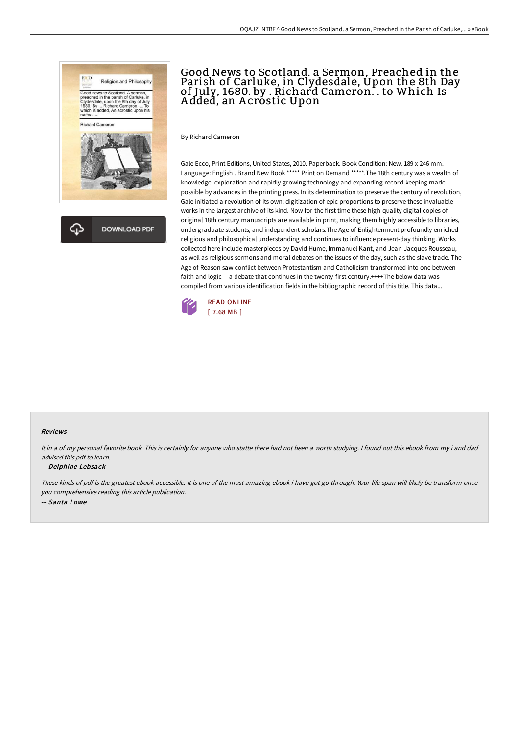# Good News to Scotland. a Sermon, Preached in the Parish of Carluke, in Clydesdale, Upon the 8th Day of July, 1680. by . Richard Cameron. . to Which Is Added, an Acrostic Upon

By Richard Cameron

Gale Ecco, Print Editions, United States, 2010. Paperback. Book Condition: New. 189 x 246 mm. Language: English . Brand New Book ***** Print on Demand *****.The 18th century was a wealth of knowledge, exploration and rapidly growing technology and expanding record-keeping made possible by advances in the printing press. In its determination to preserve the century of revolution, Gale initiated a revolution of its own: digitization of epic proportions to preserve these invaluable works in the largest archive of its kind. Now for the first time these high-quality digital copies of original 18th century manuscripts are available in print, making them highly accessible to libraries, undergraduate students, and independent scholars.The Age of Enlightenment profoundly enriched religious and philosophical understanding and continues to influence present-day thinking. Works collected here include masterpieces by David Hume, Immanuel Kant, and Jean-Jacques Rousseau, as well as religious sermons and moral debates on the issues of the day, such as the slave trade. The Age of Reason saw conflict between Protestantism and Catholicism transformed into one between faith and logic -- a debate that continues in the twenty-first century.++++The below data was compiled from various identification fields in the bibliographic record of this title. This data...

DOWNLOAD PDF

READ ONLINE
[ 7.68 MB ]

## Reviews

*It in a of my personal favorite book. This is certainly for anyone who statte there had not been a worth studying. I found out this ebook from my i and dad advised this pdf to learn.*

-- *Delphine Lebsack*

*These kinds of pdf is the greatest ebook accessible. It is one of the most amazing ebook i have got go through. Your life span will likely be transform once you comprehensive reading this article publication.*

-- *Santa Lowe*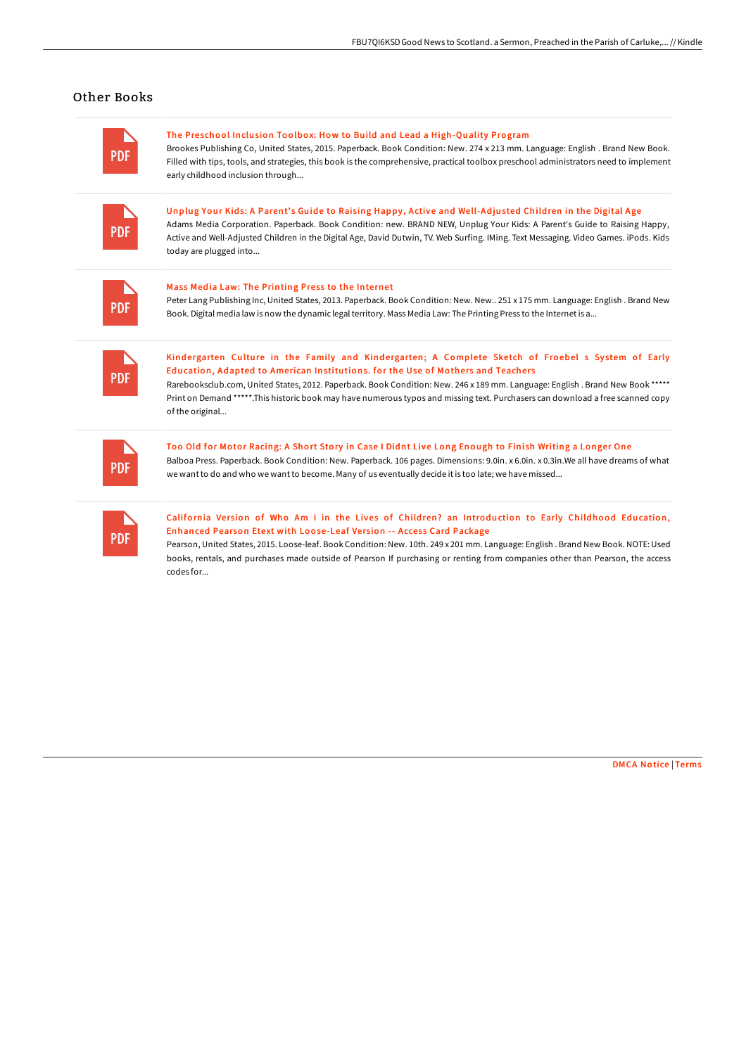## Other Books

**The Preschool Inclusion Toolbox: How to Build and Lead a High-Quality Program**

Brookes Publishing Co, United States, 2015. Paperback. Book Condition: New. 274 x 213 mm. Language: English . Brand New Book. Filled with tips, tools, and strategies, this book is the comprehensive, practical toolbox preschool administrators need to implement early childhood inclusion through...

**Unplug Your Kids: A Parent's Guide to Raising Happy, Active and Well-Adjusted Children in the Digital Age**

Adams Media Corporation. Paperback. Book Condition: new. BRAND NEW, Unplug Your Kids: A Parent's Guide to Raising Happy, Active and Well-Adjusted Children in the Digital Age, David Dutwin, TV. Web Surfing. IMing. Text Messaging. Video Games. iPods. Kids today are plugged into...

**Mass Media Law: The Printing Press to the Internet**

Peter Lang Publishing Inc, United States, 2013. Paperback. Book Condition: New. New.. 251 x 175 mm. Language: English . Brand New Book. Digital media law is now the dynamic legal territory. Mass Media Law: The Printing Press to the Internet is a...

**Kindergarten Culture in the Family and Kindergarten; A Complete Sketch of Froebel s System of Early Education, Adapted to American Institutions. for the Use of Mothers and Teachers**

Rarebooksclub.com, United States, 2012. Paperback. Book Condition: New. 246 x 189 mm. Language: English . Brand New Book ***** Print on Demand *****.This historic book may have numerous typos and missing text. Purchasers can download a free scanned copy of the original...

**Too Old for Motor Racing: A Short Story in Case I Didnt Live Long Enough to Finish Writing a Longer One**

Balboa Press. Paperback. Book Condition: New. Paperback. 106 pages. Dimensions: 9.0in. x 6.0in. x 0.3in.We all have dreams of what we want to do and who we want to become. Many of us eventually decide it is too late; we have missed...

**California Version of Who Am I in the Lives of Children? an Introduction to Early Childhood Education, Enhanced Pearson Etext with Loose-Leaf Version -- Access Card Package**

Pearson, United States, 2015. Loose-leaf. Book Condition: New. 10th. 249 x 201 mm. Language: English . Brand New Book. NOTE: Used books, rentals, and purchases made outside of Pearson If purchasing or renting from companies other than Pearson, the access codes for...